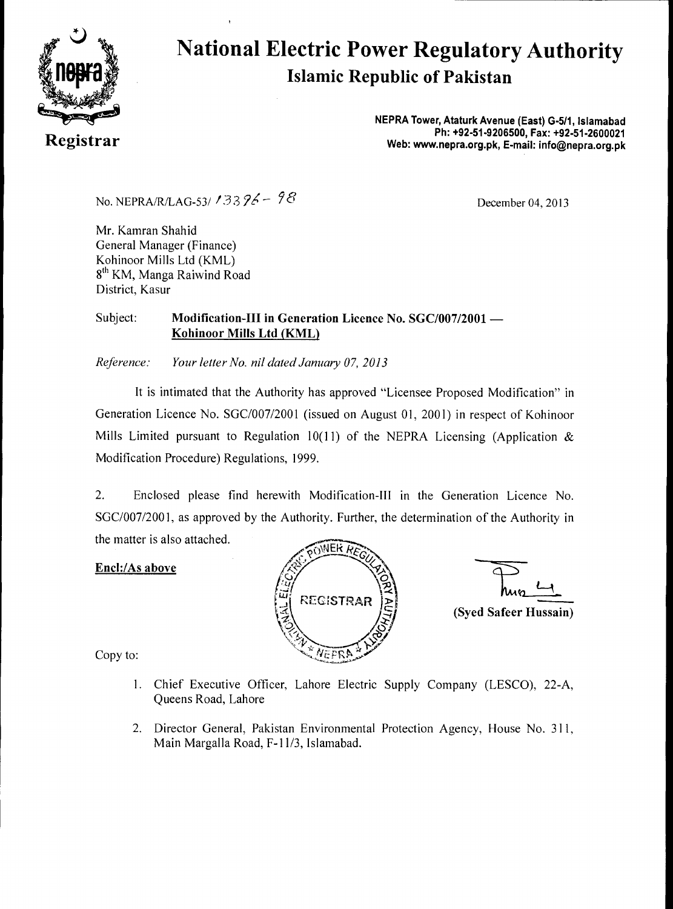# National Electric Power Regulatory Authority

## Islamic Republic of Pakistan

**Registrar**

**NEPRA Tower, Ataturk Avenue (East) G-5/1, Islamabad**
**Ph: +92-51-9206500, Fax: +92-51-2600021**
**Web: www.nepra.org.pk, E-mail: info@nepra.org.pk**

No. NEPRA/R/LAG-53/ 13396 - 98

December 04, 2013

Mr. Kamran Shahid
General Manager (Finance)
Kohinoor Mills Ltd (KML)
8th KM, Manga Raiwind Road
District, Kasur

Subject: **Modification-III in Generation Licence No. SGC/007/2001 — Kohinoor Mills Ltd (KML)**

*Reference: Your letter No. nil dated January 07, 2013*

It is intimated that the Authority has approved "Licensee Proposed Modification" in Generation Licence No. SGC/007/2001 (issued on August 01, 2001) in respect of Kohinoor Mills Limited pursuant to Regulation 10(11) of the NEPRA Licensing (Application & Modification Procedure) Regulations, 1999.

2. Enclosed please find herewith Modification-III in the Generation Licence No. SGC/007/2001, as approved by the Authority. Further, the determination of the Authority in the matter is also attached.

**Encl:/As above**

**(Syed Safeer Hussain)**

Copy to:

1. Chief Executive Officer, Lahore Electric Supply Company (LESCO), 22-A, Queens Road, Lahore

2. Director General, Pakistan Environmental Protection Agency, House No. 311, Main Margalla Road, F-11/3, Islamabad.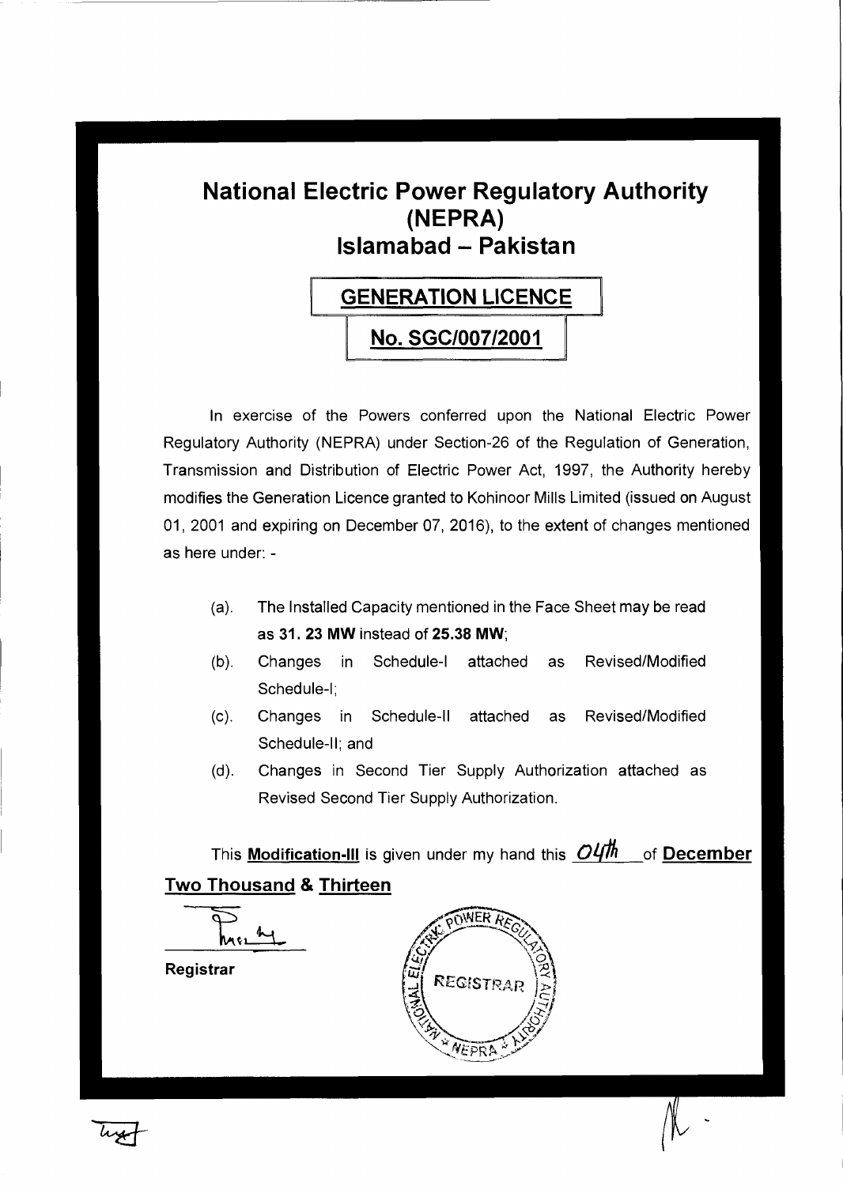# National Electric Power Regulatory Authority (NEPRA) Islamabad – Pakistan

## GENERATION LICENCE

## No. SGC/007/2001

In exercise of the Powers conferred upon the National Electric Power Regulatory Authority (NEPRA) under Section-26 of the Regulation of Generation, Transmission and Distribution of Electric Power Act, 1997, the Authority hereby modifies the Generation Licence granted to Kohinoor Mills Limited (issued on August 01, 2001 and expiring on December 07, 2016), to the extent of changes mentioned as here under: -

(a). The Installed Capacity mentioned in the Face Sheet may be read as **31. 23 MW** instead of **25.38 MW**;

(b). Changes in Schedule-I attached as Revised/Modified Schedule-I;

(c). Changes in Schedule-II attached as Revised/Modified Schedule-II; and

(d). Changes in Second Tier Supply Authorization attached as Revised Second Tier Supply Authorization.

This **Modification-III** is given under my hand this *04th* of **December Two Thousand & Thirteen**

**Registrar**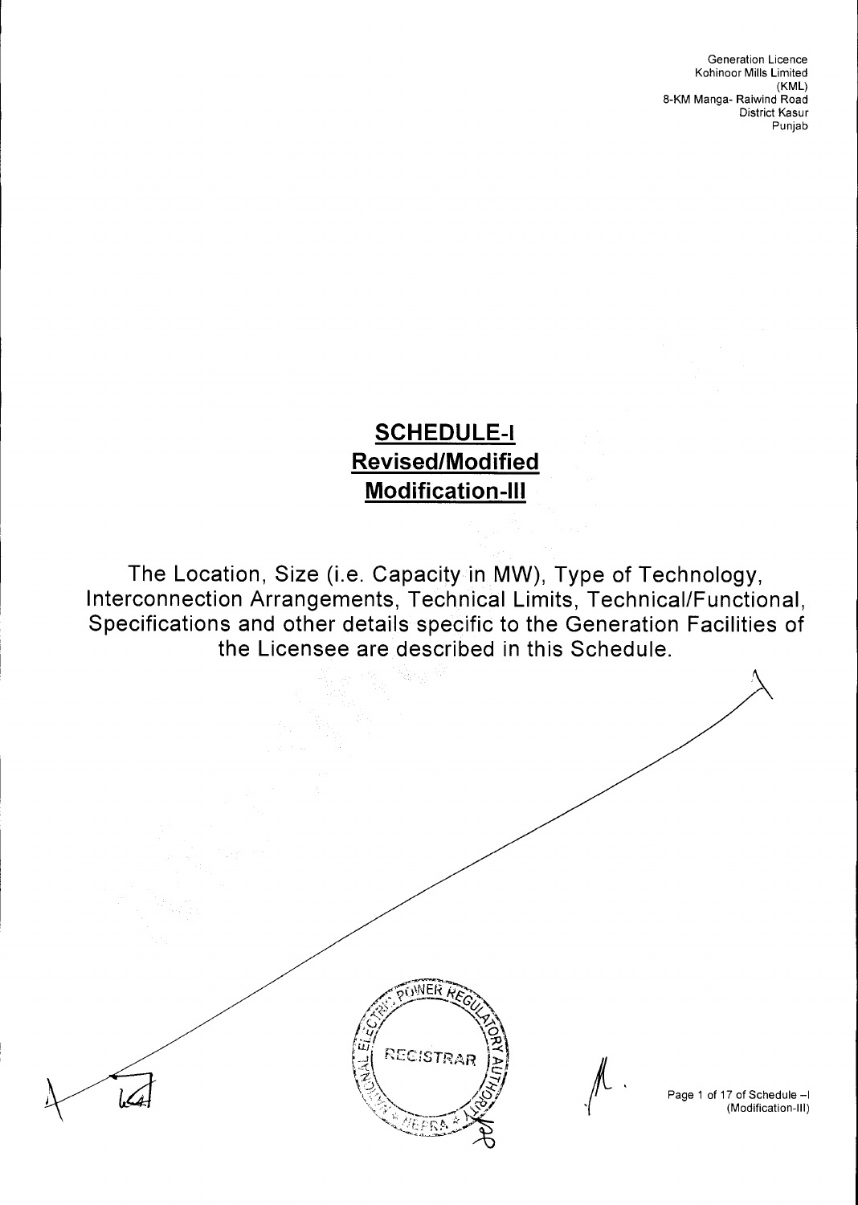Generation Licence
Kohinoor Mills Limited
(KML)
8-KM Manga- Raiwind Road
District Kasur
Punjab

# SCHEDULE-I
# Revised/Modified
# Modification-III

The Location, Size (i.e. Capacity in MW), Type of Technology, Interconnection Arrangements, Technical Limits, Technical/Functional, Specifications and other details specific to the Generation Facilities of the Licensee are described in this Schedule.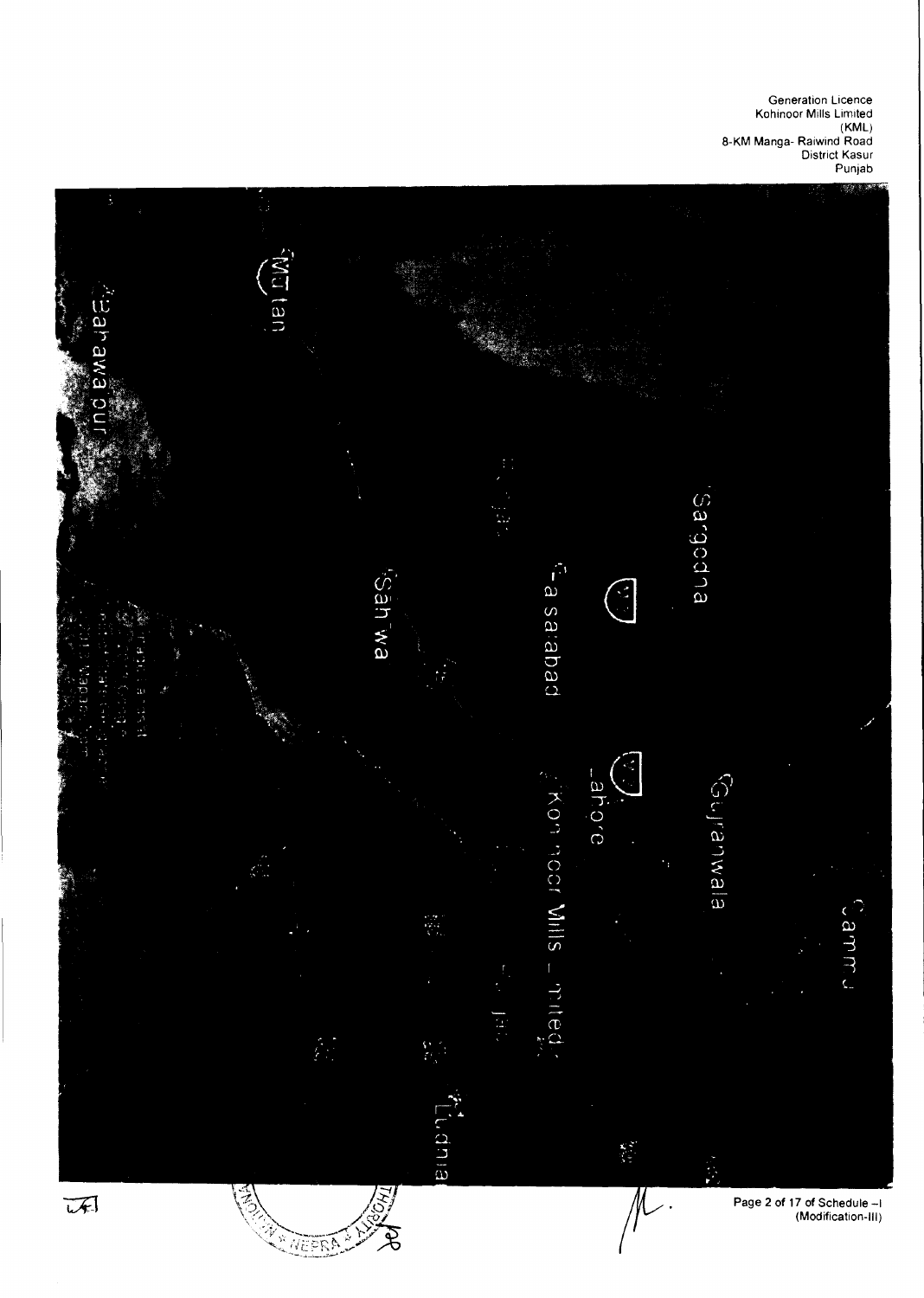Jammu

Gujranwala

Sargodha

Lahore

Kohinoor Mills Limited

Faisalabad

Sahiwal

Multan

Bahawalpur

Ludhiana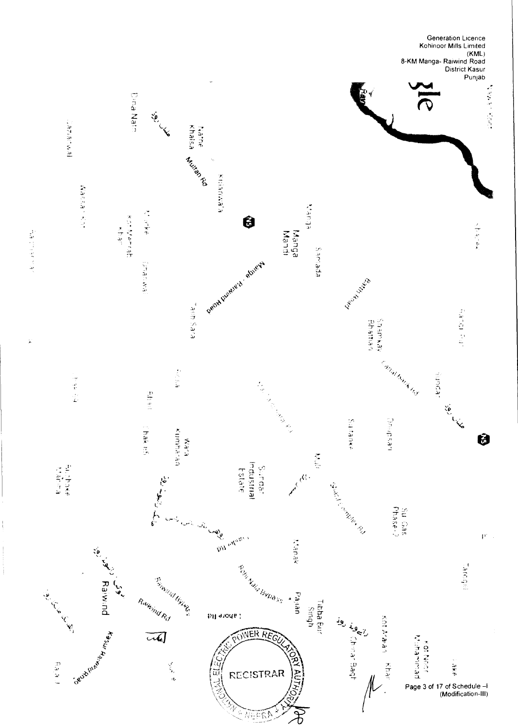Generation Licence
Kohinoor Mills Limited
(KML)
8-KM Manga- Raiwind Road
District Kasur
Punjab

(Modification-III)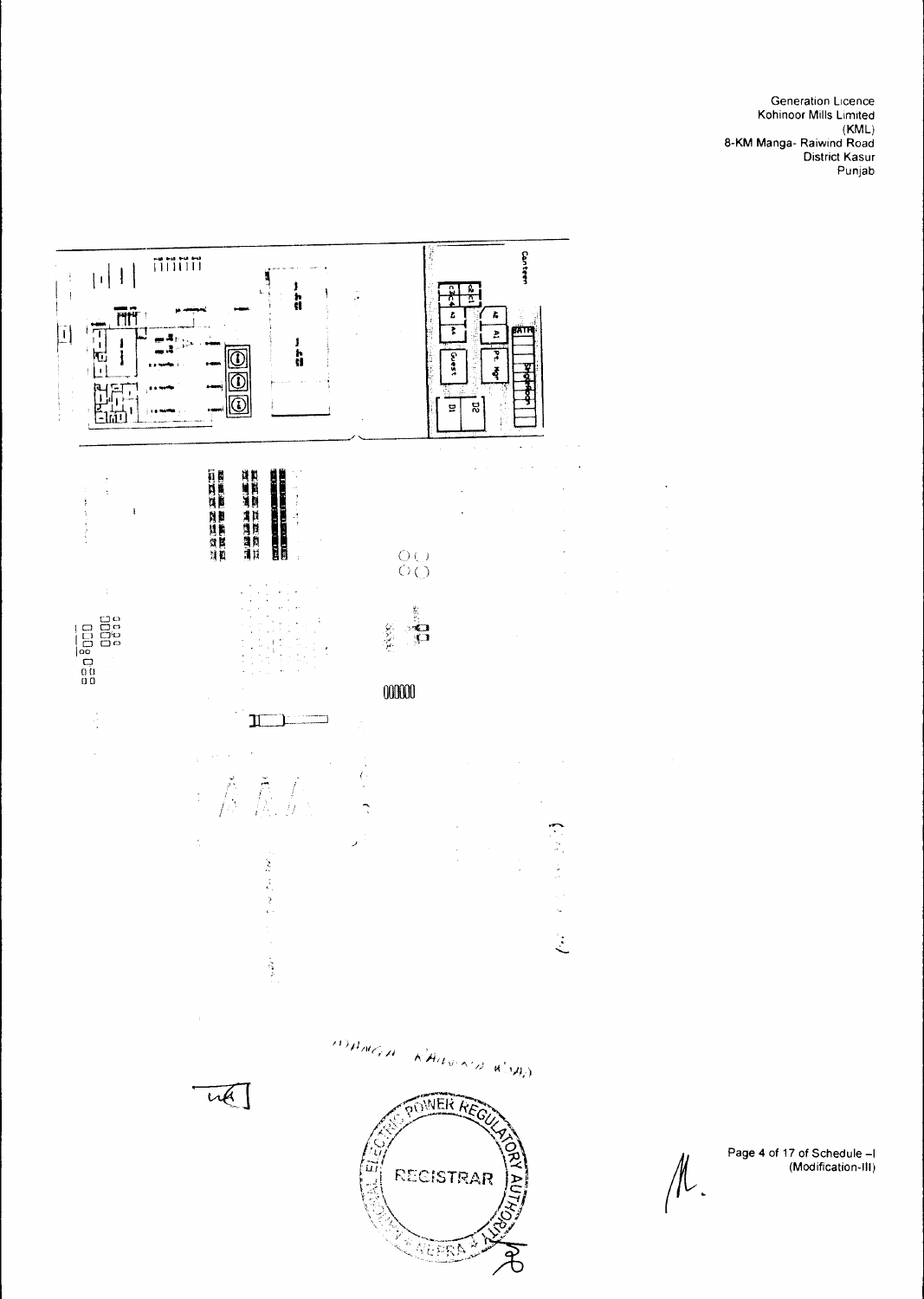Generation Licence
Kohinoor Mills Limited
(KML)
8-KM Manga- Raiwind Road
District Kasur
Punjab

MANGA RAIWIND ROAD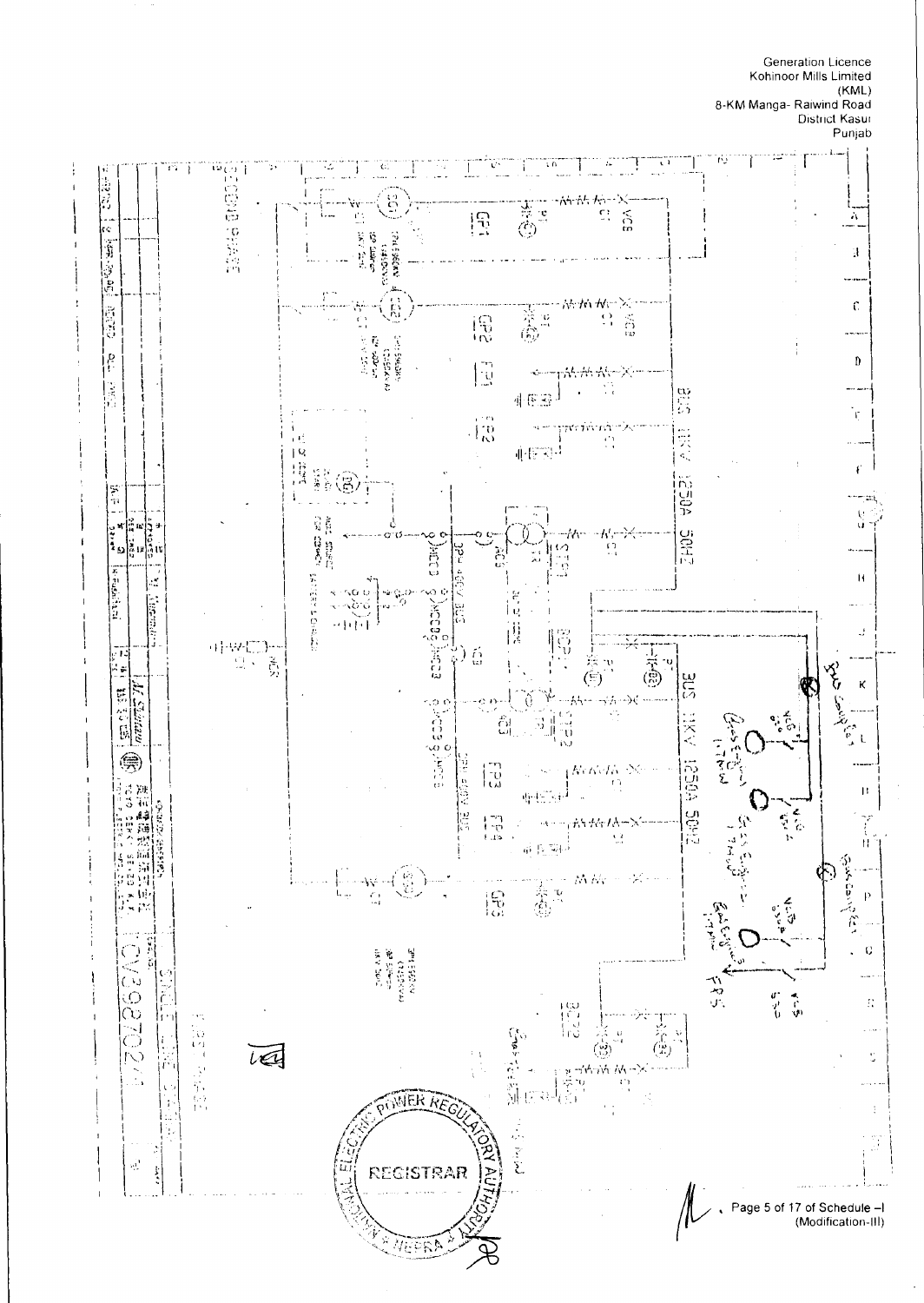Generation Licence
Kohinoor Mills Limited
(KML)
8-KM Manga- Raiwind Road
District Kasur
Punjab

BUS 11KV 1250A 50HZ

BUS 11KV 1250A 50HZ

Bus Coupler

Bus Coupler

VCB

CT

GP1

GP2

FP1

FP2

STR1

STR2

BCP1

BCP2

FP3

FP4

GP3

FP5

DPU 400V BUS

SINGLE LINE DIAGRAM

TOYO DENKI SEIZO K.K.

CV3987024

REGISTRAR

NATIONAL ELECTRIC POWER REGULATORY AUTHORITY NEPRA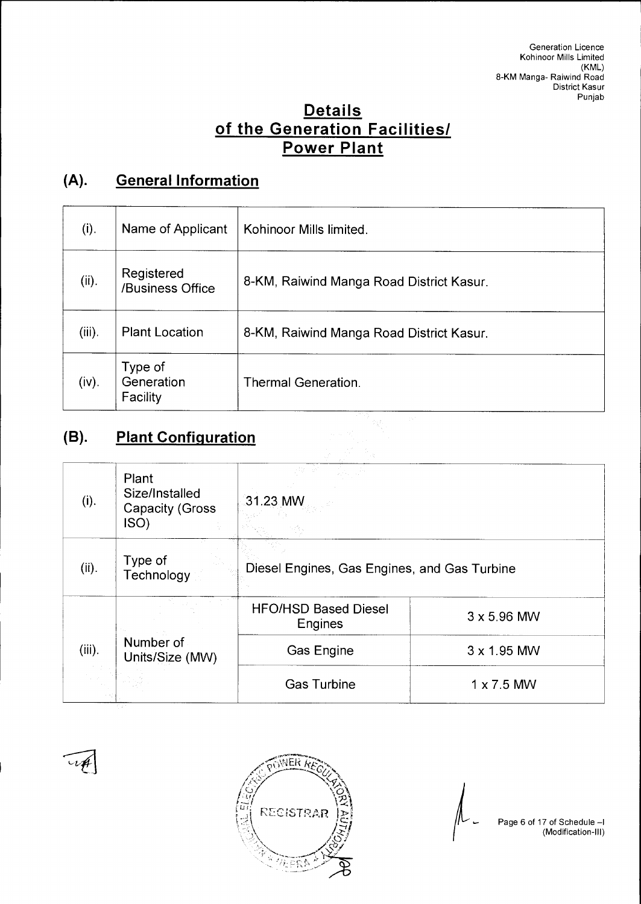# Details of the Generation Facilities/ Power Plant

## (A). General Information

| | | |
|---|---|---|
| (i). | Name of Applicant | Kohinoor Mills limited. |
| (ii). | Registered /Business Office | 8-KM, Raiwind Manga Road District Kasur. |
| (iii). | Plant Location | 8-KM, Raiwind Manga Road District Kasur. |
| (iv). | Type of Generation Facility | Thermal Generation. |

## (B). Plant Configuration

| | | | |
|---|---|---|---|
| (i). | Plant Size/Installed Capacity (Gross ISO) | 31.23 MW | |
| (ii). | Type of Technology | Diesel Engines, Gas Engines, and Gas Turbine | |
| (iii). | Number of Units/Size (MW) | HFO/HSD Based Diesel Engines | 3 x 5.96 MW |
| | | Gas Engine | 3 x 1.95 MW |
| | | Gas Turbine | 1 x 7.5 MW |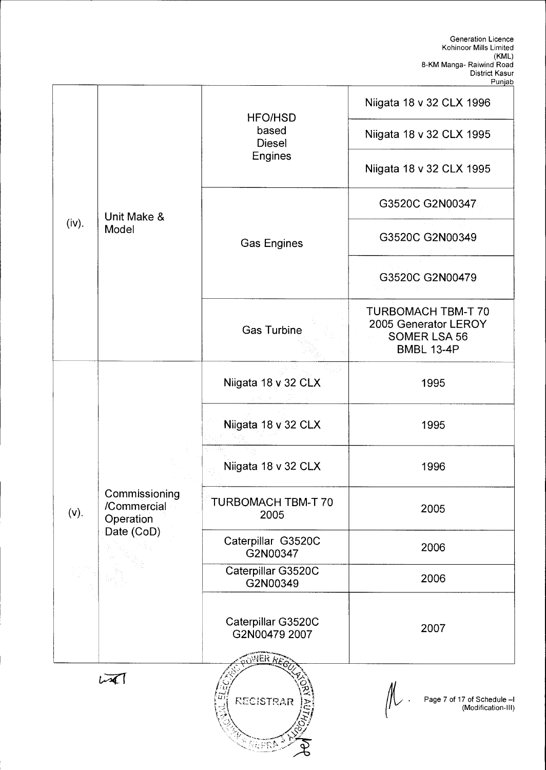| | | | |
|---|---|---|---|
| (iv). | Unit Make & Model | HFO/HSD based Diesel Engines | Niigata 18 v 32 CLX 1996 |
| | | | Niigata 18 v 32 CLX 1995 |
| | | | Niigata 18 v 32 CLX 1995 |
| | | Gas Engines | G3520C G2N00347 |
| | | | G3520C G2N00349 |
| | | | G3520C G2N00479 |
| | | Gas Turbine | TURBOMACH TBM-T 70 2005 Generator LEROY SOMER LSA 56 BMBL 13-4P |
| (v). | Commissioning /Commercial Operation Date (CoD) | Niigata 18 v 32 CLX | 1995 |
| | | Niigata 18 v 32 CLX | 1995 |
| | | Niigata 18 v 32 CLX | 1996 |
| | | TURBOMACH TBM-T 70 2005 | 2005 |
| | | Caterpillar G3520C G2N00347 | 2006 |
| | | Caterpillar G3520C G2N00349 | 2006 |
| | | Caterpillar G3520C G2N00479 2007 | 2007 |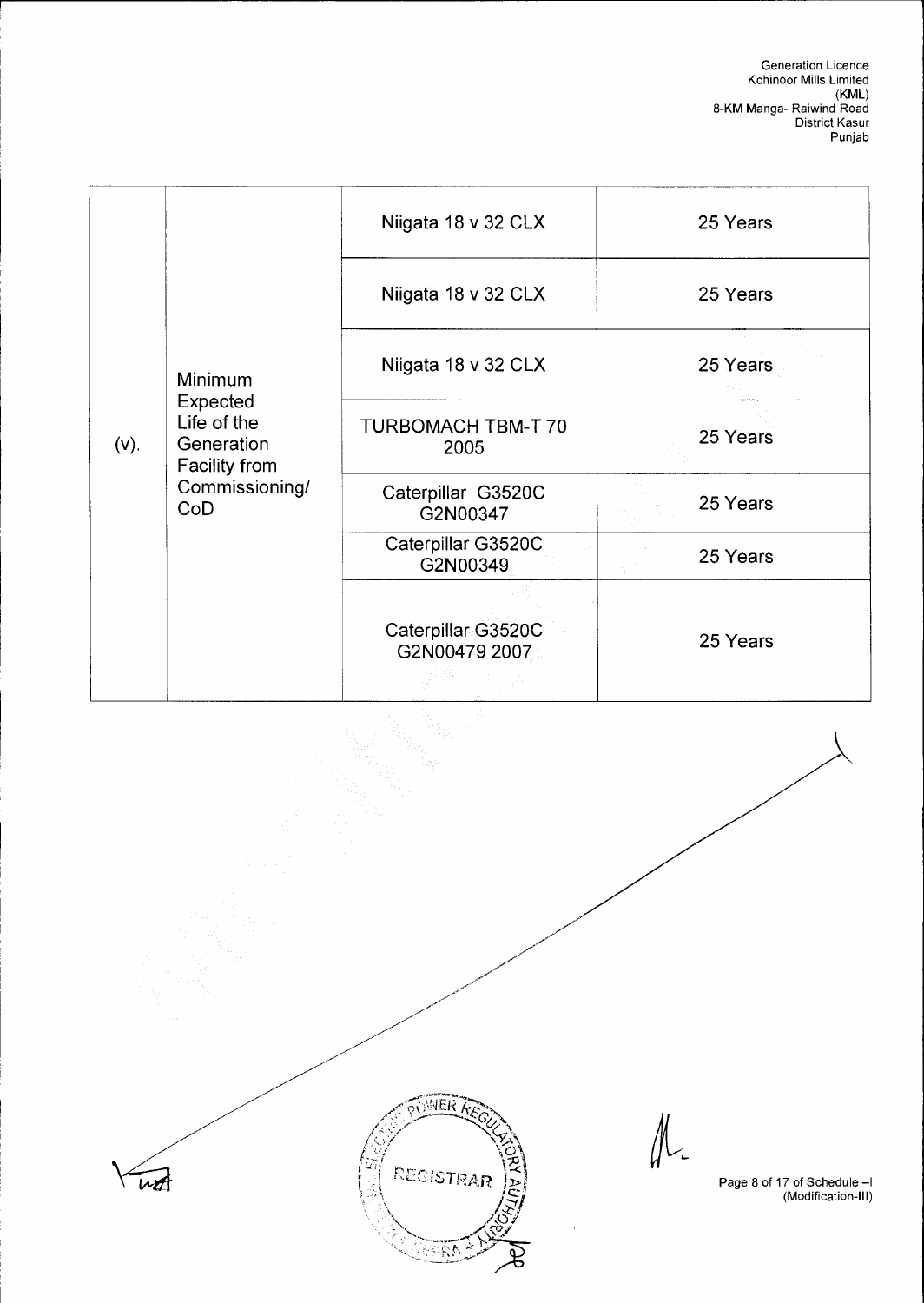| (v). | Minimum Expected Life of the Generation Facility from Commissioning/ CoD | Niigata 18 v 32 CLX | 25 Years |
|---|---|---|---|
| | | Niigata 18 v 32 CLX | 25 Years |
| | | Niigata 18 v 32 CLX | 25 Years |
| | | TURBOMACH TBM-T 70 2005 | 25 Years |
| | | Caterpillar G3520C G2N00347 | 25 Years |
| | | Caterpillar G3520C G2N00349 | 25 Years |
| | | Caterpillar G3520C G2N00479 2007 | 25 Years |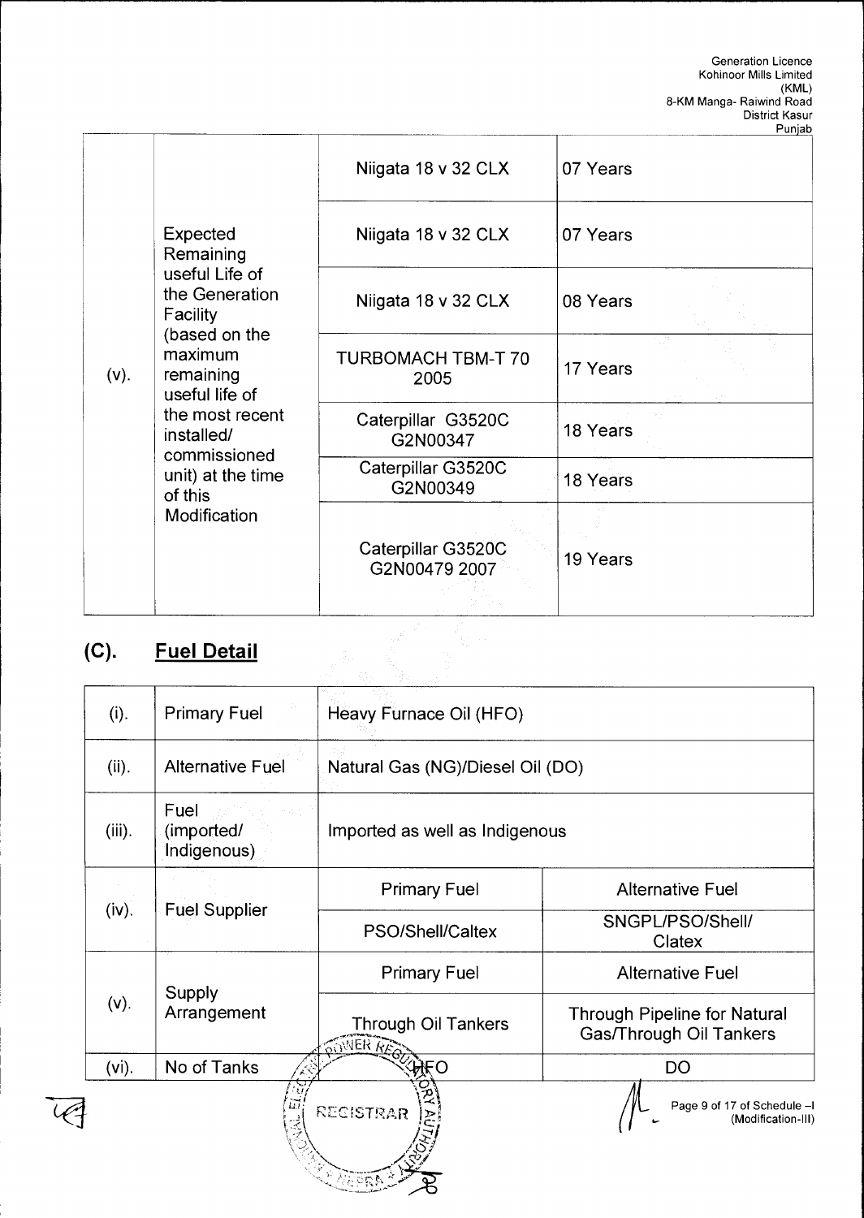| (v). | Expected Remaining useful Life of the Generation Facility (based on the maximum remaining useful life of the most recent installed/ commissioned unit) at the time of this Modification | Niigata 18 v 32 CLX | 07 Years |
|---|---|---|---|
| | | Niigata 18 v 32 CLX | 07 Years |
| | | Niigata 18 v 32 CLX | 08 Years |
| | | TURBOMACH TBM-T 70 2005 | 17 Years |
| | | Caterpillar G3520C G2N00347 | 18 Years |
| | | Caterpillar G3520C G2N00349 | 18 Years |
| | | Caterpillar G3520C G2N00479 2007 | 19 Years |

## (C). Fuel Detail

| (i). | Primary Fuel | Heavy Furnace Oil (HFO) | |
|---|---|---|---|
| (ii). | Alternative Fuel | Natural Gas (NG)/Diesel Oil (DO) | |
| (iii). | Fuel (imported/ Indigenous) | Imported as well as Indigenous | |
| (iv). | Fuel Supplier | Primary Fuel | Alternative Fuel |
| | | PSO/Shell/Caltex | SNGPL/PSO/Shell/ Clatex |
| (v). | Supply Arrangement | Primary Fuel | Alternative Fuel |
| | | Through Oil Tankers | Through Pipeline for Natural Gas/Through Oil Tankers |
| (vi). | No of Tanks | HFO | DO |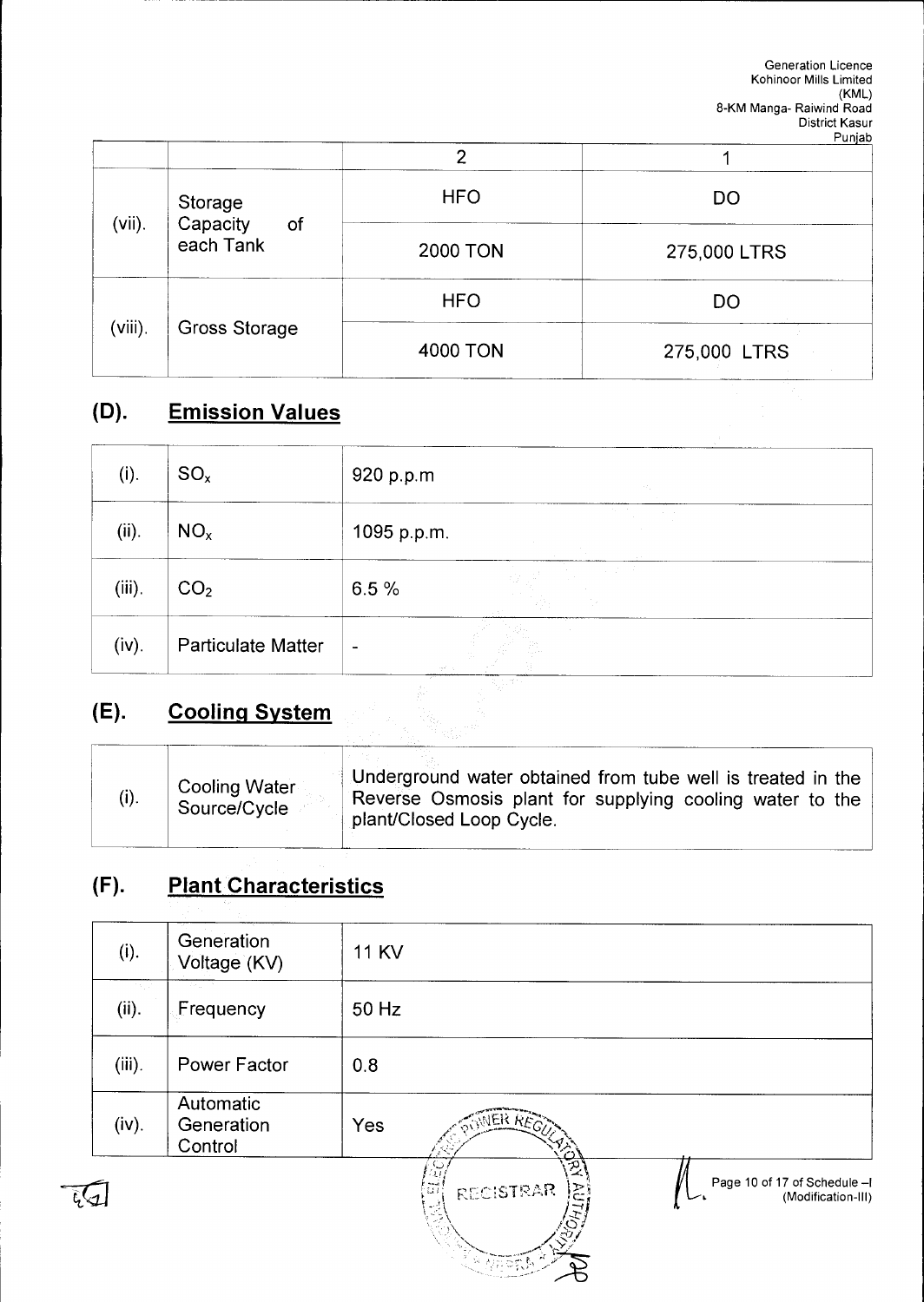|  |  | 2 | 1 |
|---|---|---|---|
| (vii). | Storage Capacity of each Tank | HFO | DO |
|  |  | 2000 TON | 275,000 LTRS |
| (viii). | Gross Storage | HFO | DO |
|  |  | 4000 TON | 275,000 LTRS |

## (D). Emission Values

| | | |
|---|---|---|
| (i). | $SO_x$ | 920 p.p.m |
| (ii). | $NO_x$ | 1095 p.p.m. |
| (iii). | $CO_2$ | 6.5 % |
| (iv). | Particulate Matter | - |

## (E). Cooling System

| | | |
|---|---|---|
| (i). | Cooling Water Source/Cycle | Underground water obtained from tube well is treated in the Reverse Osmosis plant for supplying cooling water to the plant/Closed Loop Cycle. |

## (F). Plant Characteristics

| | | |
|---|---|---|
| (i). | Generation Voltage (KV) | 11 KV |
| (ii). | Frequency | 50 Hz |
| (iii). | Power Factor | 0.8 |
| (iv). | Automatic Generation Control | Yes |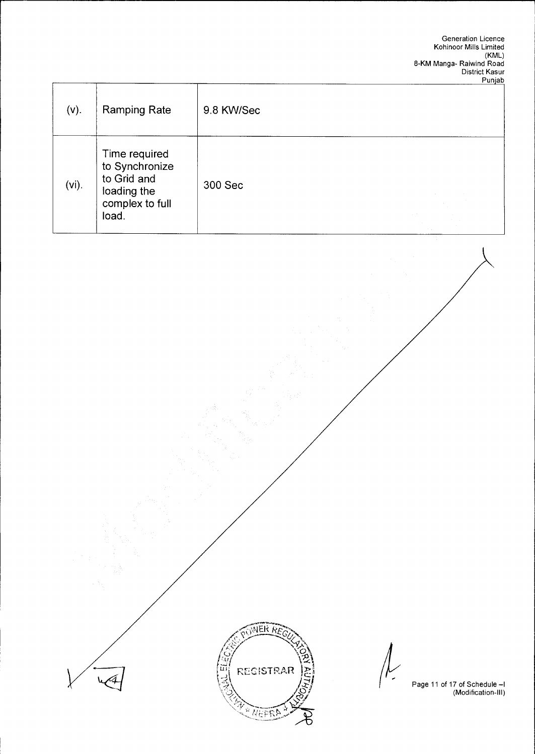| | | |
|---|---|---|
| (v). | Ramping Rate | 9.8 KW/Sec |
| (vi). | Time required to Synchronize to Grid and loading the complex to full load. | 300 Sec |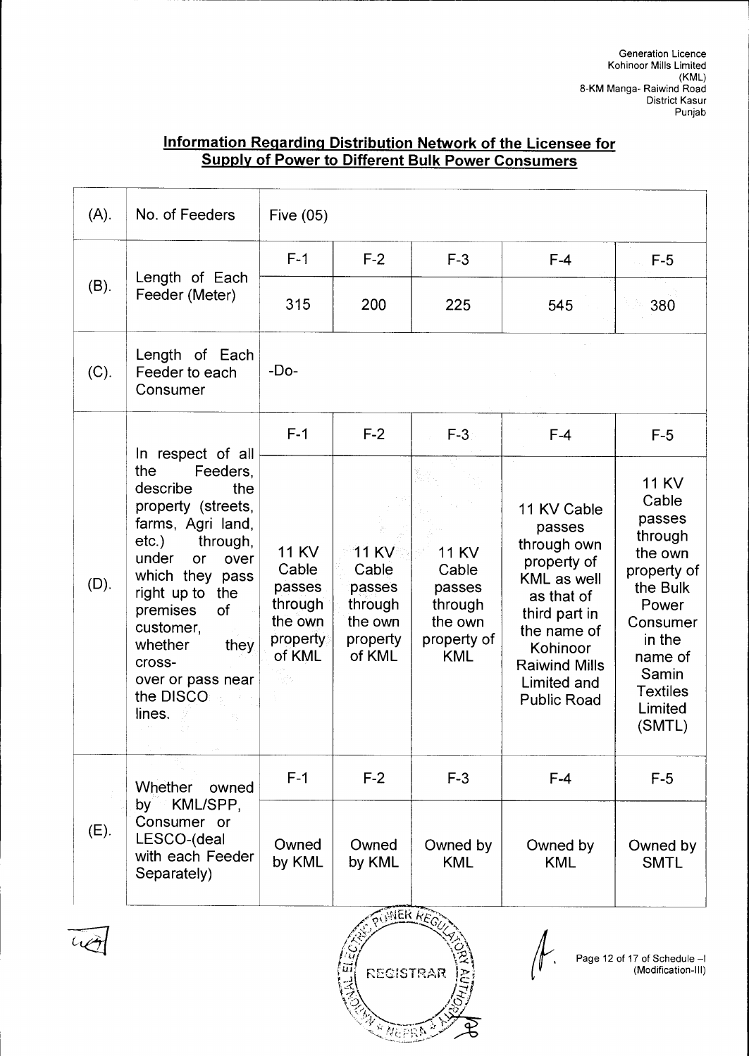Generation Licence
Kohinoor Mills Limited
(KML)
8-KM Manga- Raiwind Road
District Kasur
Punjab

## Information Regarding Distribution Network of the Licensee for Supply of Power to Different Bulk Power Consumers

| | | | | | | |
|---|---|---|---|---|---|---|
| (A). | No. of Feeders | Five (05) | | | | |
| (B). | Length of Each Feeder (Meter) | F-1 | F-2 | F-3 | F-4 | F-5 |
| | | 315 | 200 | 225 | 545 | 380 |
| (C). | Length of Each Feeder to each Consumer | -Do- | | | | |
| (D). | In respect of all the Feeders, describe the property (streets, farms, Agri land, etc.) through, under or over which they pass right up to the premises of customer, whether they cross-over or pass near the DISCO lines. | F-1 | F-2 | F-3 | F-4 | F-5 |
| | | 11 KV Cable passes through the own property of KML | 11 KV Cable passes through the own property of KML | 11 KV Cable passes through the own property of KML | 11 KV Cable passes through own property of KML as well as that of third part in the name of Kohinoor Raiwind Mills Limited and Public Road | 11 KV Cable passes through the own property of the Bulk Power Consumer in the name of Samin Textiles Limited (SMTL) |
| (E). | Whether owned by KML/SPP, Consumer or LESCO-(deal with each Feeder Separately) | F-1 | F-2 | F-3 | F-4 | F-5 |
| | | Owned by KML | Owned by KML | Owned by KML | Owned by KML | Owned by SMTL |

Page 12 of 17 of Schedule –I
(Modification-III)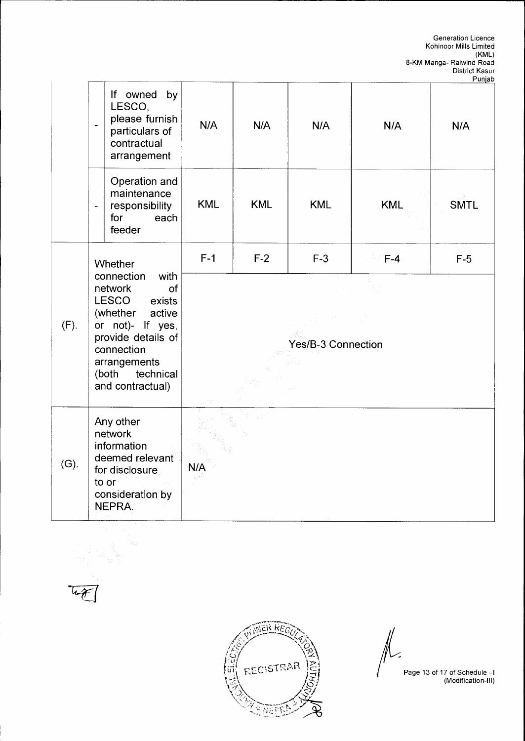| | | | | | | | |
|---|---|---|---|---|---|---|---|
| | - | If owned by LESCO, please furnish particulars of contractual arrangement | N/A | N/A | N/A | N/A | N/A |
| | - | Operation and maintenance responsibility for each feeder | KML | KML | KML | KML | SMTL |
| (F). | Whether connection with network of LESCO exists (whether active or not)- If yes, provide details of connection arrangements (both technical and contractual) | | F-1 | F-2 | F-3 | F-4 | F-5 |
| | | | Yes/B-3 Connection | | | | |
| (G). | Any other network information deemed relevant for disclosure to or consideration by NEPRA. | | N/A | | | | |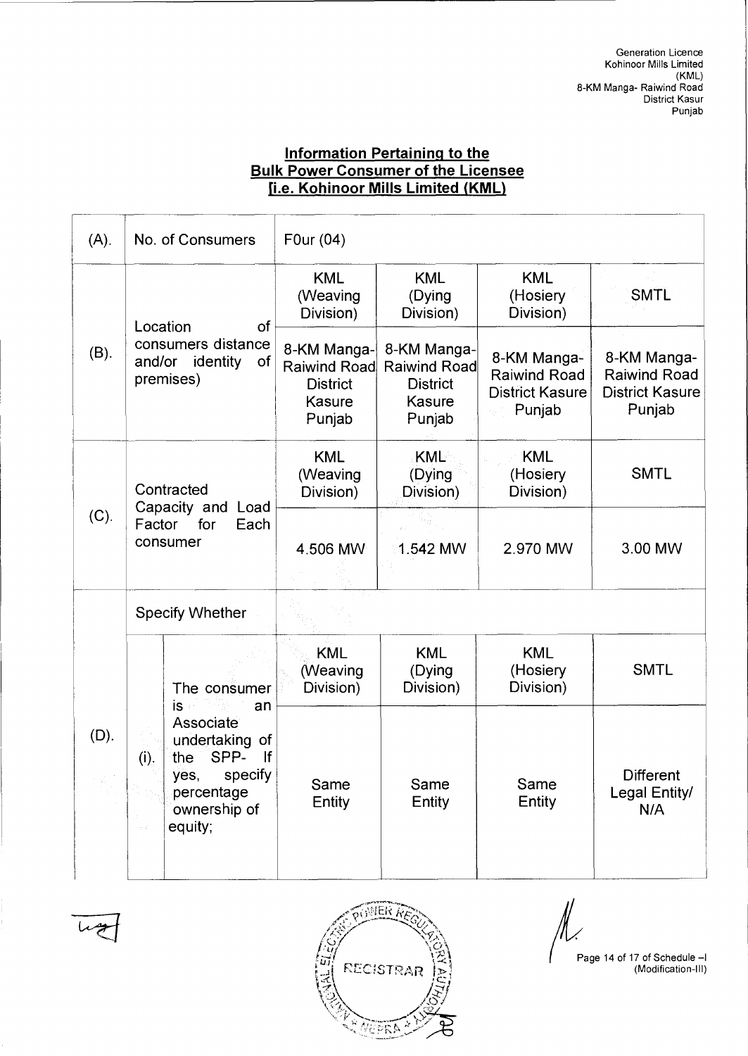## Information Pertaining to the Bulk Power Consumer of the Licensee [i.e. Kohinoor Mills Limited (KML)

| | | | | | | |
|---|---|---|---|---|---|---|
| (A). | No. of Consumers | | FOur (04) | | | |
| (B). | Location of consumers distance and/or identity of premises) | | KML (Weaving Division) | KML (Dying Division) | KML (Hosiery Division) | SMTL |
| | | | 8-KM Manga-Raiwind Road District Kasure Punjab | 8-KM Manga-Raiwind Road District Kasure Punjab | 8-KM Manga-Raiwind Road District Kasure Punjab | 8-KM Manga-Raiwind Road District Kasure Punjab |
| (C). | Contracted Capacity and Load Factor for Each consumer | | KML (Weaving Division) | KML (Dying Division) | KML (Hosiery Division) | SMTL |
| | | | 4.506 MW | 1.542 MW | 2.970 MW | 3.00 MW |
| (D). | Specify Whether | | | | | |
| | (i). | The consumer is an Associate undertaking of the SPP- If yes, specify percentage ownership of equity; | KML (Weaving Division) | KML (Dying Division) | KML (Hosiery Division) | SMTL |
| | | | Same Entity | Same Entity | Same Entity | Different Legal Entity/ N/A |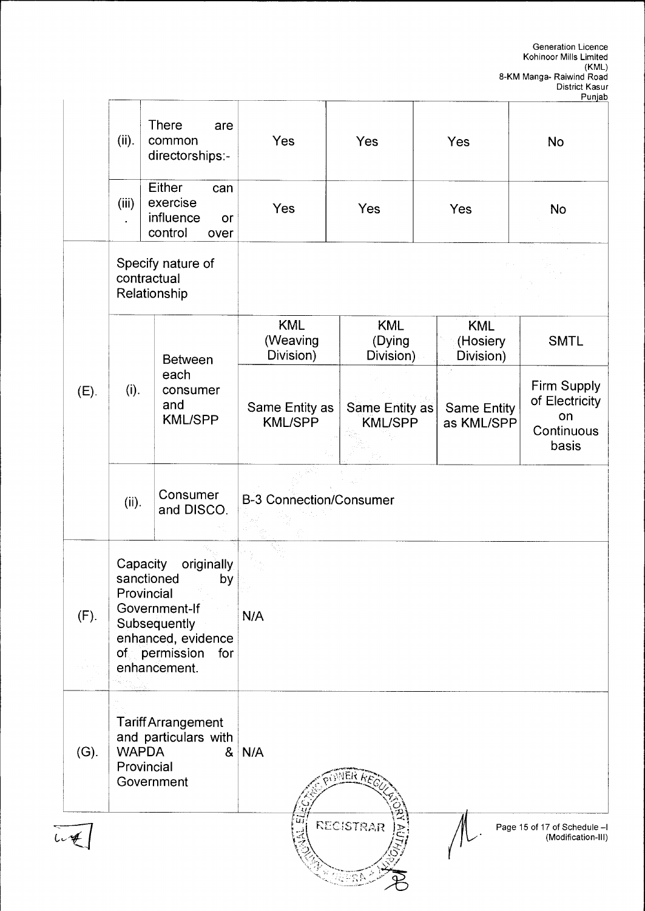| | | | | | | |
|---|---|---|---|---|---|---|
| | (ii). | There are common directorships:- | Yes | Yes | Yes | No |
| | (iii). | Either can exercise influence or control over | Yes | Yes | Yes | No |
| (E). | Specify nature of contractual Relationship | | | | | |
| | (i). | Between each consumer and KML/SPP | KML (Weaving Division) | KML (Dying Division) | KML (Hosiery Division) | SMTL |
| | | | Same Entity as KML/SPP | Same Entity as KML/SPP | Same Entity as KML/SPP | Firm Supply of Electricity on Continuous basis |
| | (ii). | Consumer and DISCO. | B-3 Connection/Consumer | | | |
| (F). | Capacity originally sanctioned by Provincial Government-If Subsequently enhanced, evidence of permission for enhancement. | | N/A | | | |
| (G). | Tariff Arrangement and particulars with WAPDA & Provincial Government | | N/A | | | |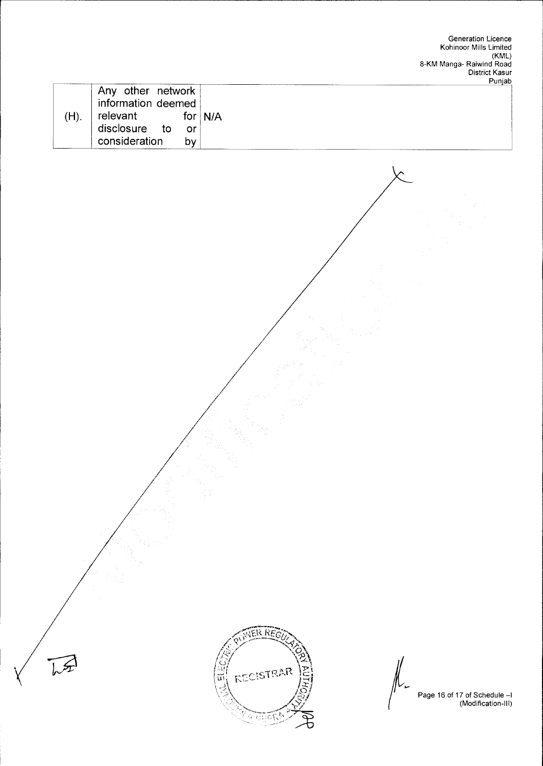| (H). | Any other network information deemed relevant for disclosure to or consideration by | N/A |
|---|---|---|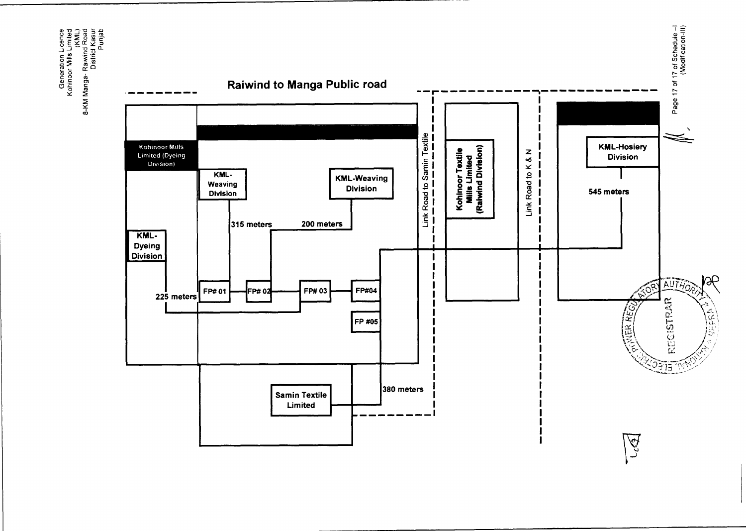Raiwind to Manga Public road

Kohinoor Mills Limited (Dyeing Division)

KML-Weaving Division

KML-Weaving Division

KML-Dyeing Division

315 meters

200 meters

225 meters

FP# 01

FP# 02

FP# 03

FP#04

FP #05

Samin Textile Limited

380 meters

Link Road to Samin Textile

Kohinoor Textile Mills Limited (Raiwind Division)

Link Road to K & N

KML-Hosiery Division

545 meters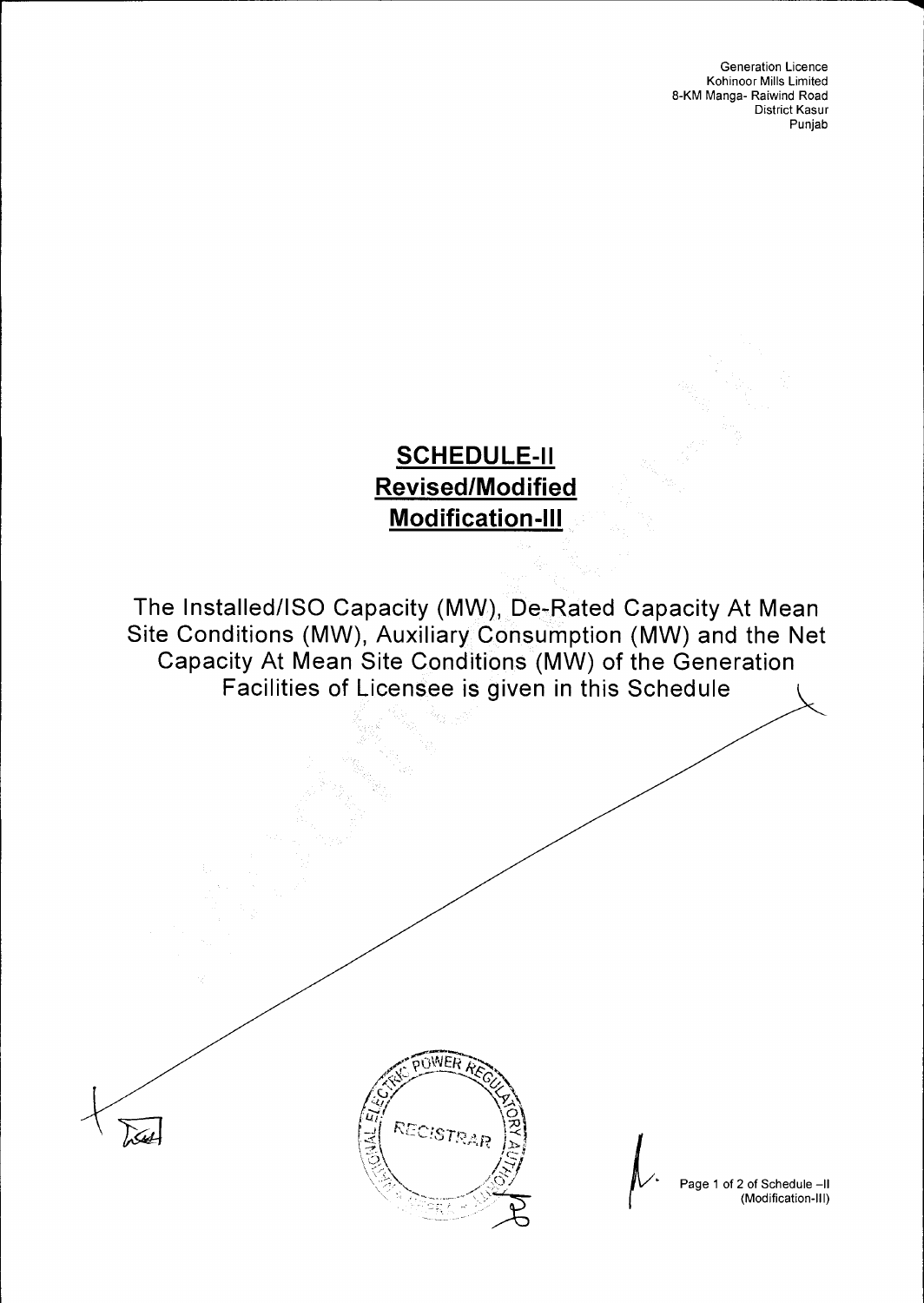Generation Licence
Kohinoor Mills Limited
8-KM Manga- Raiwind Road
District Kasur
Punjab

# SCHEDULE-II
## Revised/Modified
## Modification-III

The Installed/ISO Capacity (MW), De-Rated Capacity At Mean Site Conditions (MW), Auxiliary Consumption (MW) and the Net Capacity At Mean Site Conditions (MW) of the Generation Facilities of Licensee is given in this Schedule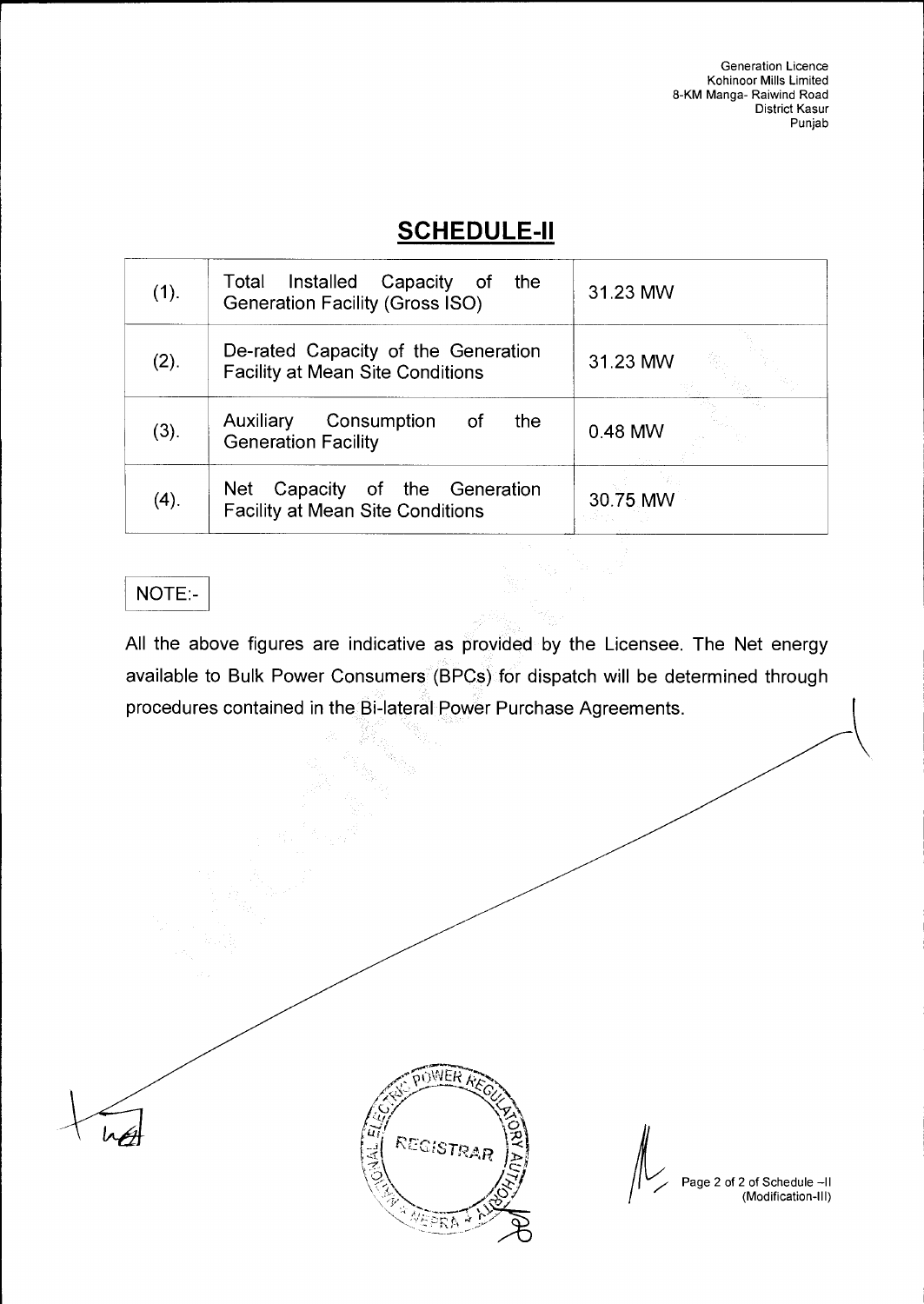# SCHEDULE-II

| | | |
|---|---|---|
| (1). | Total Installed Capacity of the Generation Facility (Gross ISO) | 31.23 MW |
| (2). | De-rated Capacity of the Generation Facility at Mean Site Conditions | 31.23 MW |
| (3). | Auxiliary Consumption of the Generation Facility | 0.48 MW |
| (4). | Net Capacity of the Generation Facility at Mean Site Conditions | 30.75 MW |

NOTE:-

All the above figures are indicative as provided by the Licensee. The Net energy available to Bulk Power Consumers (BPCs) for dispatch will be determined through procedures contained in the Bi-lateral Power Purchase Agreements.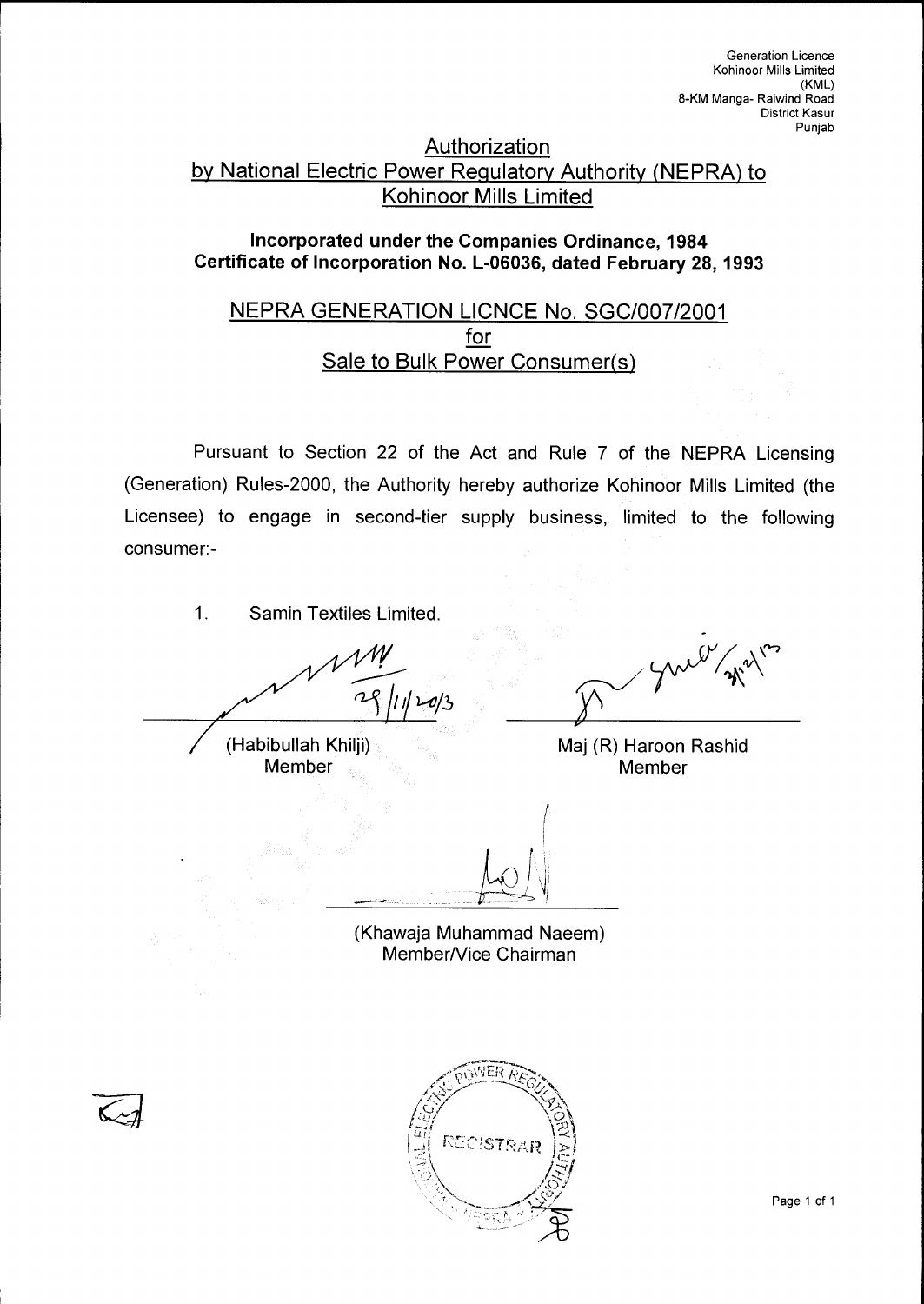Generation Licence
Kohinoor Mills Limited
(KML)
8-KM Manga- Raiwind Road
District Kasur
Punjab

## Authorization by National Electric Power Regulatory Authority (NEPRA) to Kohinoor Mills Limited

**Incorporated under the Companies Ordinance, 1984**
**Certificate of Incorporation No. L-06036, dated February 28, 1993**

## NEPRA GENERATION LICNCE No. SGC/007/2001 for Sale to Bulk Power Consumer(s)

Pursuant to Section 22 of the Act and Rule 7 of the NEPRA Licensing (Generation) Rules-2000, the Authority hereby authorize Kohinoor Mills Limited (the Licensee) to engage in second-tier supply business, limited to the following consumer:-

1. Samin Textiles Limited.

29/11/2013

(Habibullah Khilji)
Member

31/12/13

Maj (R) Haroon Rashid
Member

(Khawaja Muhammad Naeem)
Member/Vice Chairman

NATIONAL ELECTRIC POWER REGULATORY AUTHORITY
REGISTRAR
NEPRA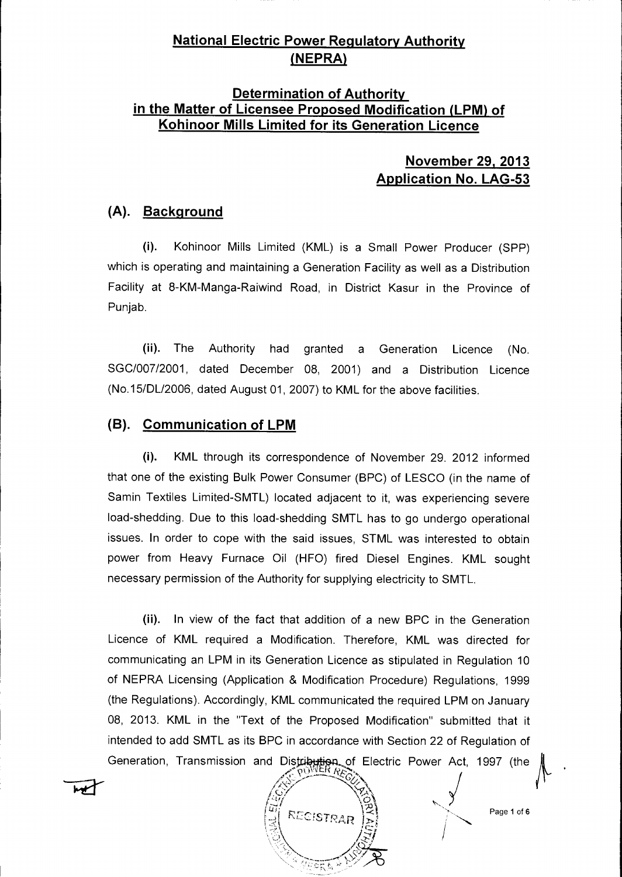## National Electric Power Regulatory Authority (NEPRA)

### Determination of Authority in the Matter of Licensee Proposed Modification (LPM) of Kohinoor Mills Limited for its Generation Licence

**November 29, 2013**
**Application No. LAG-53**

## (A). Background

(i). Kohinoor Mills Limited (KML) is a Small Power Producer (SPP) which is operating and maintaining a Generation Facility as well as a Distribution Facility at 8-KM-Manga-Raiwind Road, in District Kasur in the Province of Punjab.

(ii). The Authority had granted a Generation Licence (No. SGC/007/2001, dated December 08, 2001) and a Distribution Licence (No.15/DL/2006, dated August 01, 2007) to KML for the above facilities.

## (B). Communication of LPM

(i). KML through its correspondence of November 29. 2012 informed that one of the existing Bulk Power Consumer (BPC) of LESCO (in the name of Samin Textiles Limited-SMTL) located adjacent to it, was experiencing severe load-shedding. Due to this load-shedding SMTL has to go undergo operational issues. In order to cope with the said issues, STML was interested to obtain power from Heavy Furnace Oil (HFO) fired Diesel Engines. KML sought necessary permission of the Authority for supplying electricity to SMTL.

(ii). In view of the fact that addition of a new BPC in the Generation Licence of KML required a Modification. Therefore, KML was directed for communicating an LPM in its Generation Licence as stipulated in Regulation 10 of NEPRA Licensing (Application & Modification Procedure) Regulations, 1999 (the Regulations). Accordingly, KML communicated the required LPM on January 08, 2013. KML in the "Text of the Proposed Modification" submitted that it intended to add SMTL as its BPC in accordance with Section 22 of Regulation of Generation, Transmission and Distribution of Electric Power Act, 1997 (the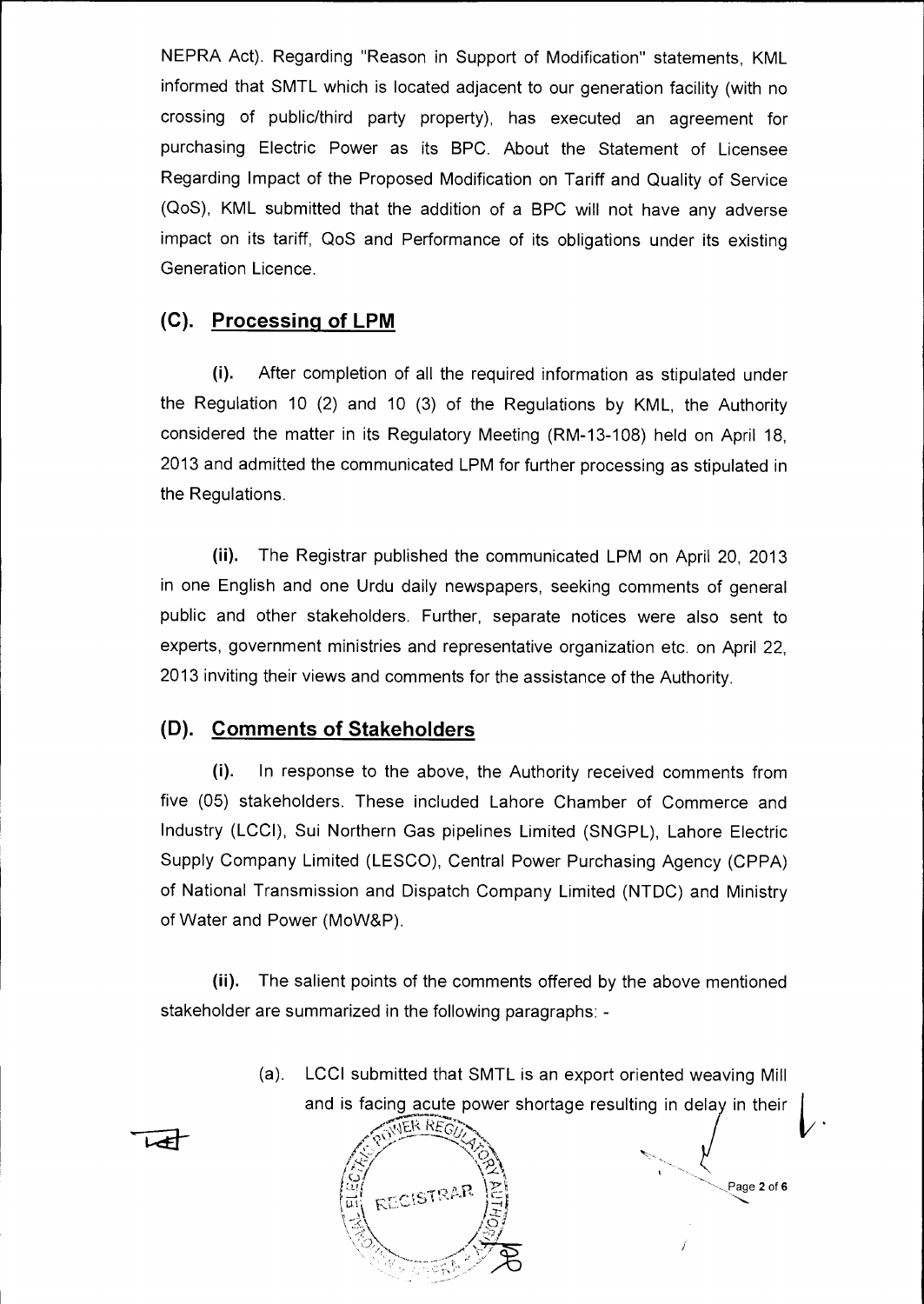NEPRA Act). Regarding "Reason in Support of Modification" statements, KML informed that SMTL which is located adjacent to our generation facility (with no crossing of public/third party property), has executed an agreement for purchasing Electric Power as its BPC. About the Statement of Licensee Regarding Impact of the Proposed Modification on Tariff and Quality of Service (QoS), KML submitted that the addition of a BPC will not have any adverse impact on its tariff, QoS and Performance of its obligations under its existing Generation Licence.

## (C). Processing of LPM

**(i).** After completion of all the required information as stipulated under the Regulation 10 (2) and 10 (3) of the Regulations by KML, the Authority considered the matter in its Regulatory Meeting (RM-13-108) held on April 18, 2013 and admitted the communicated LPM for further processing as stipulated in the Regulations.

**(ii).** The Registrar published the communicated LPM on April 20, 2013 in one English and one Urdu daily newspapers, seeking comments of general public and other stakeholders. Further, separate notices were also sent to experts, government ministries and representative organization etc. on April 22, 2013 inviting their views and comments for the assistance of the Authority.

## (D). Comments of Stakeholders

**(i).** In response to the above, the Authority received comments from five (05) stakeholders. These included Lahore Chamber of Commerce and Industry (LCCI), Sui Northern Gas pipelines Limited (SNGPL), Lahore Electric Supply Company Limited (LESCO), Central Power Purchasing Agency (CPPA) of National Transmission and Dispatch Company Limited (NTDC) and Ministry of Water and Power (MoW&P).

**(ii).** The salient points of the comments offered by the above mentioned stakeholder are summarized in the following paragraphs: -

(a). LCCI submitted that SMTL is an export oriented weaving Mill and is facing acute power shortage resulting in delay in their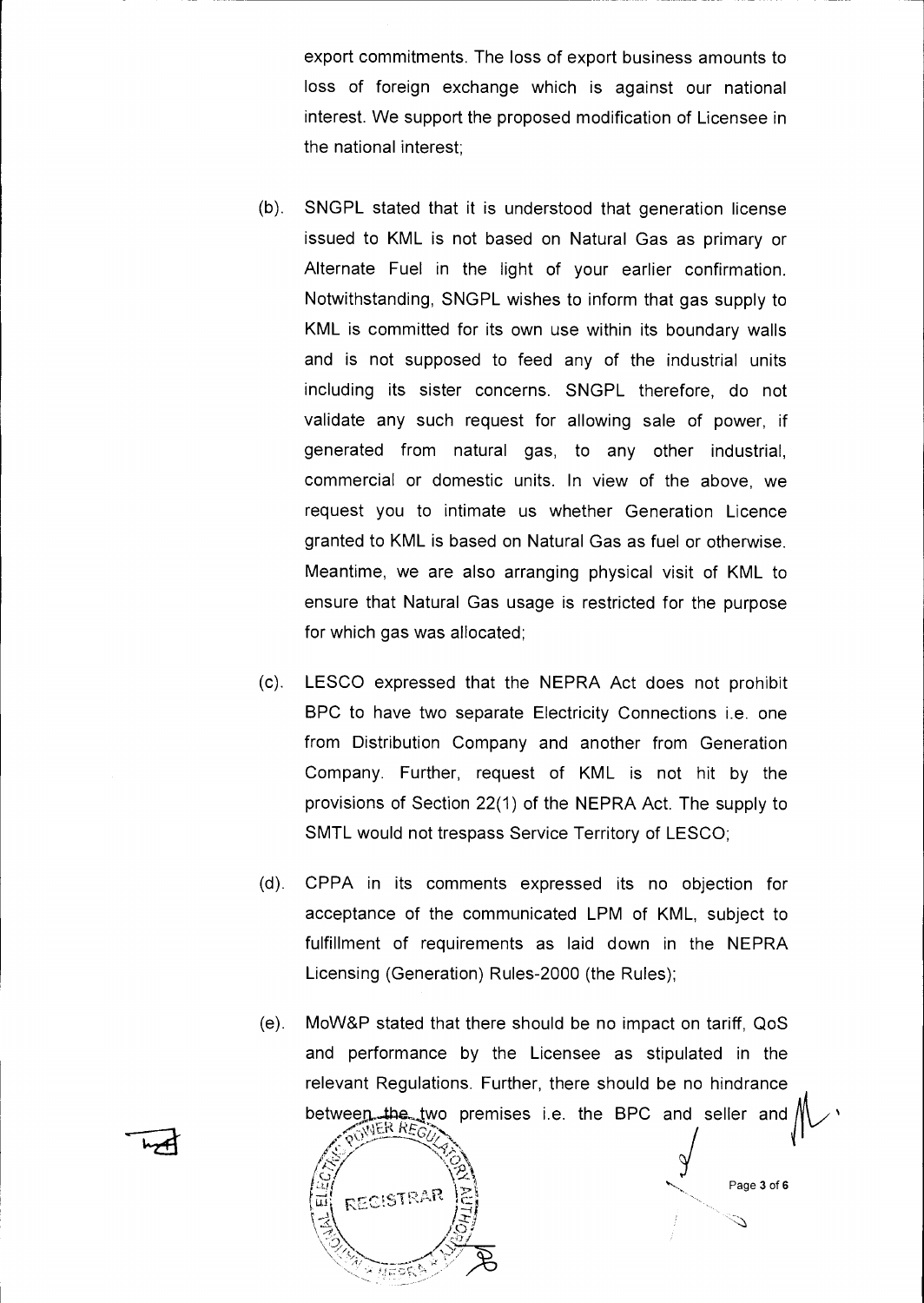export commitments. The loss of export business amounts to loss of foreign exchange which is against our national interest. We support the proposed modification of Licensee in the national interest;

(b). SNGPL stated that it is understood that generation license issued to KML is not based on Natural Gas as primary or Alternate Fuel in the light of your earlier confirmation. Notwithstanding, SNGPL wishes to inform that gas supply to KML is committed for its own use within its boundary walls and is not supposed to feed any of the industrial units including its sister concerns. SNGPL therefore, do not validate any such request for allowing sale of power, if generated from natural gas, to any other industrial, commercial or domestic units. In view of the above, we request you to intimate us whether Generation Licence granted to KML is based on Natural Gas as fuel or otherwise. Meantime, we are also arranging physical visit of KML to ensure that Natural Gas usage is restricted for the purpose for which gas was allocated;

(c). LESCO expressed that the NEPRA Act does not prohibit BPC to have two separate Electricity Connections i.e. one from Distribution Company and another from Generation Company. Further, request of KML is not hit by the provisions of Section 22(1) of the NEPRA Act. The supply to SMTL would not trespass Service Territory of LESCO;

(d). CPPA in its comments expressed its no objection for acceptance of the communicated LPM of KML, subject to fulfillment of requirements as laid down in the NEPRA Licensing (Generation) Rules-2000 (the Rules);

(e). MoW&P stated that there should be no impact on tariff, QoS and performance by the Licensee as stipulated in the relevant Regulations. Further, there should be no hindrance between the two premises i.e. the BPC and seller and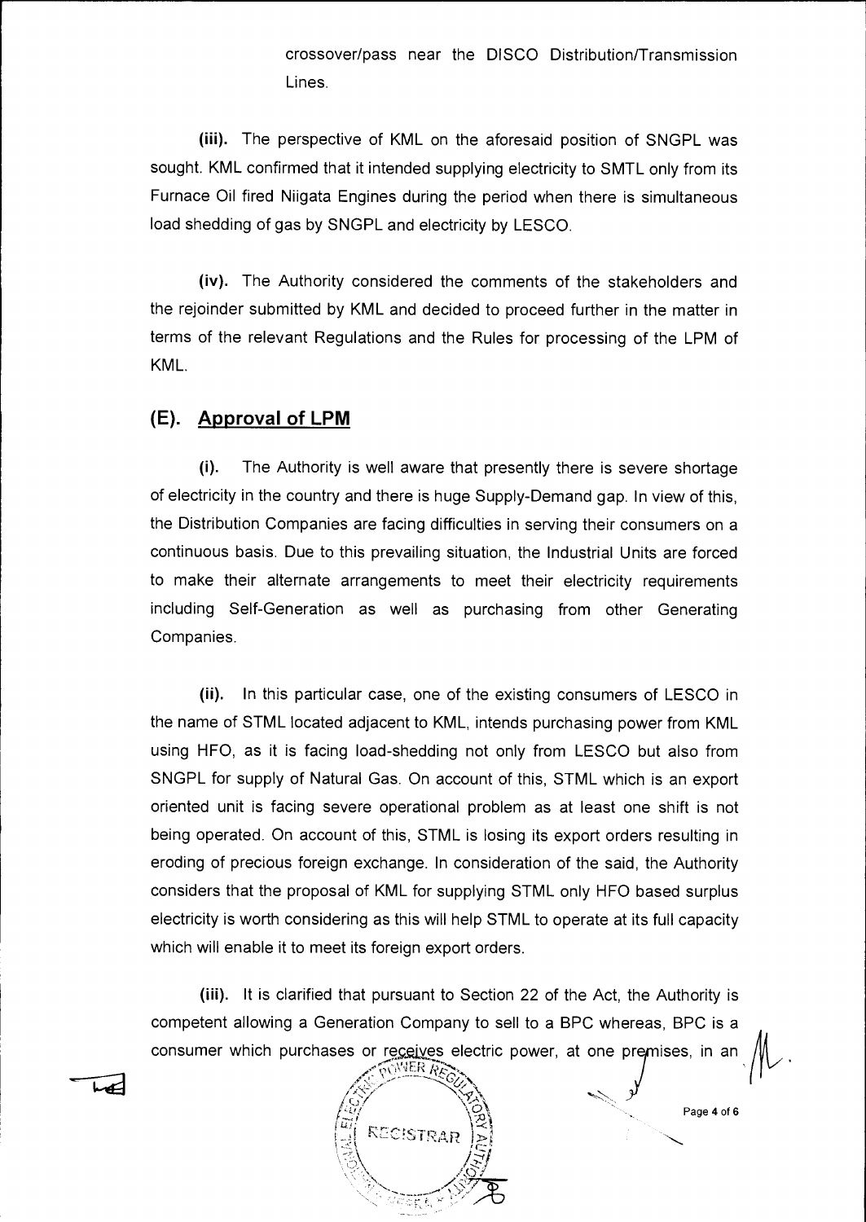crossover/pass near the DISCO Distribution/Transmission Lines.

**(iii).** The perspective of KML on the aforesaid position of SNGPL was sought. KML confirmed that it intended supplying electricity to SMTL only from its Furnace Oil fired Niigata Engines during the period when there is simultaneous load shedding of gas by SNGPL and electricity by LESCO.

**(iv).** The Authority considered the comments of the stakeholders and the rejoinder submitted by KML and decided to proceed further in the matter in terms of the relevant Regulations and the Rules for processing of the LPM of KML.

## (E). Approval of LPM

**(i).** The Authority is well aware that presently there is severe shortage of electricity in the country and there is huge Supply-Demand gap. In view of this, the Distribution Companies are facing difficulties in serving their consumers on a continuous basis. Due to this prevailing situation, the Industrial Units are forced to make their alternate arrangements to meet their electricity requirements including Self-Generation as well as purchasing from other Generating Companies.

**(ii).** In this particular case, one of the existing consumers of LESCO in the name of STML located adjacent to KML, intends purchasing power from KML using HFO, as it is facing load-shedding not only from LESCO but also from SNGPL for supply of Natural Gas. On account of this, STML which is an export oriented unit is facing severe operational problem as at least one shift is not being operated. On account of this, STML is losing its export orders resulting in eroding of precious foreign exchange. In consideration of the said, the Authority considers that the proposal of KML for supplying STML only HFO based surplus electricity is worth considering as this will help STML to operate at its full capacity which will enable it to meet its foreign export orders.

**(iii).** It is clarified that pursuant to Section 22 of the Act, the Authority is competent allowing a Generation Company to sell to a BPC whereas, BPC is a consumer which purchases or receives electric power, at one premises, in an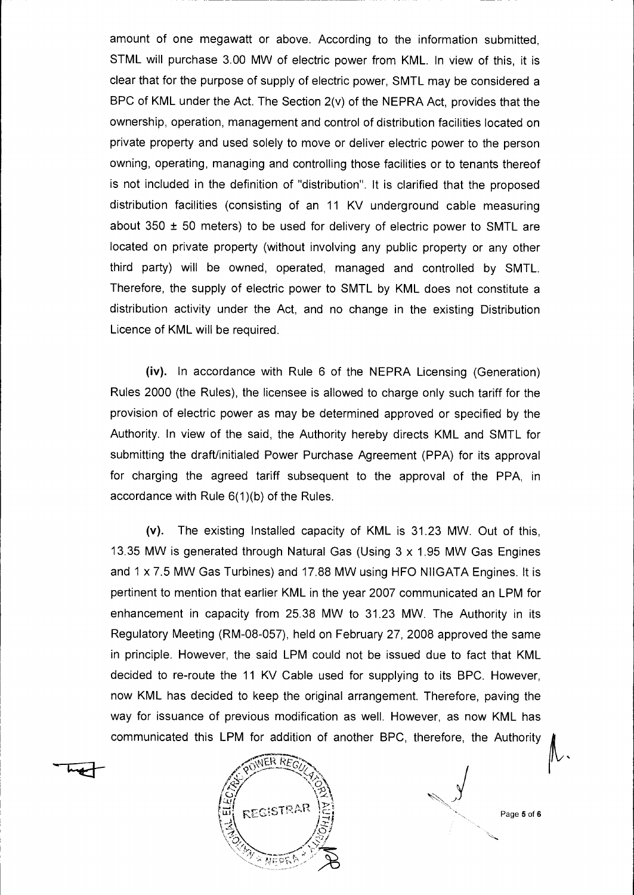amount of one megawatt or above. According to the information submitted, STML will purchase 3.00 MW of electric power from KML. In view of this, it is clear that for the purpose of supply of electric power, SMTL may be considered a BPC of KML under the Act. The Section 2(v) of the NEPRA Act, provides that the ownership, operation, management and control of distribution facilities located on private property and used solely to move or deliver electric power to the person owning, operating, managing and controlling those facilities or to tenants thereof is not included in the definition of "distribution". It is clarified that the proposed distribution facilities (consisting of an 11 KV underground cable measuring about 350 ± 50 meters) to be used for delivery of electric power to SMTL are located on private property (without involving any public property or any other third party) will be owned, operated, managed and controlled by SMTL. Therefore, the supply of electric power to SMTL by KML does not constitute a distribution activity under the Act, and no change in the existing Distribution Licence of KML will be required.

**(iv).** In accordance with Rule 6 of the NEPRA Licensing (Generation) Rules 2000 (the Rules), the licensee is allowed to charge only such tariff for the provision of electric power as may be determined approved or specified by the Authority. In view of the said, the Authority hereby directs KML and SMTL for submitting the draft/initialed Power Purchase Agreement (PPA) for its approval for charging the agreed tariff subsequent to the approval of the PPA, in accordance with Rule 6(1)(b) of the Rules.

**(v).** The existing Installed capacity of KML is 31.23 MW. Out of this, 13.35 MW is generated through Natural Gas (Using 3 x 1.95 MW Gas Engines and 1 x 7.5 MW Gas Turbines) and 17.88 MW using HFO NIIGATA Engines. It is pertinent to mention that earlier KML in the year 2007 communicated an LPM for enhancement in capacity from 25.38 MW to 31.23 MW. The Authority in its Regulatory Meeting (RM-08-057), held on February 27, 2008 approved the same in principle. However, the said LPM could not be issued due to fact that KML decided to re-route the 11 KV Cable used for supplying to its BPC. However, now KML has decided to keep the original arrangement. Therefore, paving the way for issuance of previous modification as well. However, as now KML has communicated this LPM for addition of another BPC, therefore, the Authority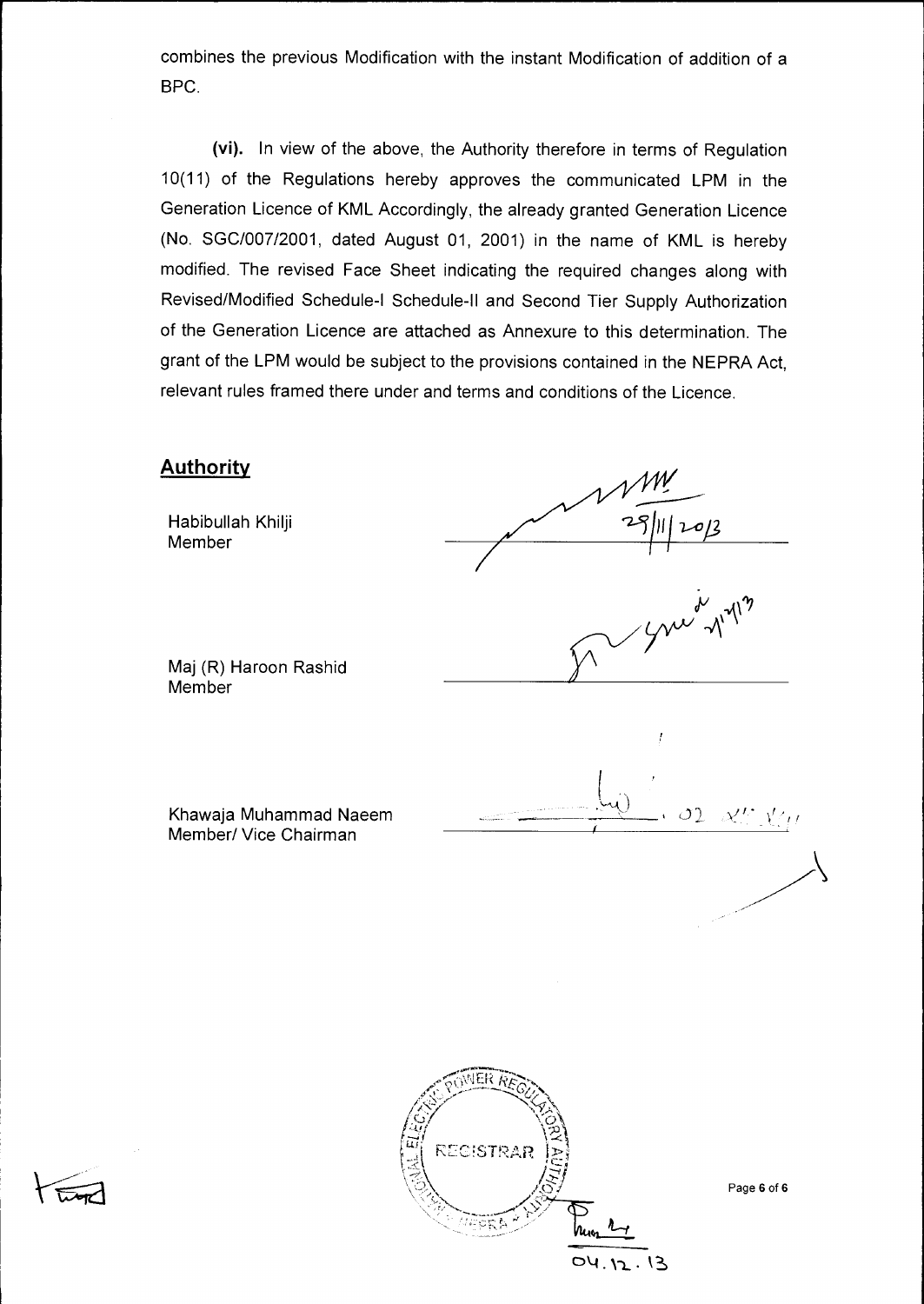combines the previous Modification with the instant Modification of addition of a BPC.

**(vi).** In view of the above, the Authority therefore in terms of Regulation 10(11) of the Regulations hereby approves the communicated LPM in the Generation Licence of KML Accordingly, the already granted Generation Licence (No. SGC/007/2001, dated August 01, 2001) in the name of KML is hereby modified. The revised Face Sheet indicating the required changes along with Revised/Modified Schedule-I Schedule-II and Second Tier Supply Authorization of the Generation Licence are attached as Annexure to this determination. The grant of the LPM would be subject to the provisions contained in the NEPRA Act, relevant rules framed there under and terms and conditions of the Licence.

## Authority

Habibullah Khilji
Member

29/11/2013

Maj (R) Haroon Rashid
Member

Khawaja Muhammad Naeem
Member/ Vice Chairman

REGISTRAR

04.12.13